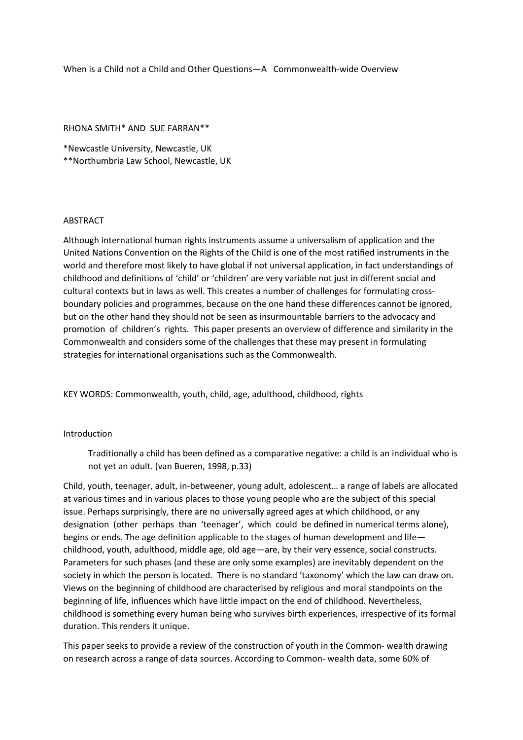When is a Child not a Child and Other Questions—A Commonwealth-wide Overview

RHONA SMITH* AND SUE FARRAN**

*Newcastle University, Newcastle, UK
**Northumbria Law School, Newcastle, UK

## ABSTRACT

Although international human rights instruments assume a universalism of application and the United Nations Convention on the Rights of the Child is one of the most ratified instruments in the world and therefore most likely to have global if not universal application, in fact understandings of childhood and definitions of 'child' or 'children' are very variable not just in different social and cultural contexts but in laws as well. This creates a number of challenges for formulating cross-boundary policies and programmes, because on the one hand these differences cannot be ignored, but on the other hand they should not be seen as insurmountable barriers to the advocacy and promotion of children's rights. This paper presents an overview of difference and similarity in the Commonwealth and considers some of the challenges that these may present in formulating strategies for international organisations such as the Commonwealth.

KEY WORDS: Commonwealth, youth, child, age, adulthood, childhood, rights

## Introduction

> Traditionally a child has been defined as a comparative negative: a child is an individual who is not yet an adult. (van Bueren, 1998, p.33)

Child, youth, teenager, adult, in-betweener, young adult, adolescent… a range of labels are allocated at various times and in various places to those young people who are the subject of this special issue. Perhaps surprisingly, there are no universally agreed ages at which childhood, or any designation (other perhaps than 'teenager', which could be defined in numerical terms alone), begins or ends. The age definition applicable to the stages of human development and life—childhood, youth, adulthood, middle age, old age—are, by their very essence, social constructs. Parameters for such phases (and these are only some examples) are inevitably dependent on the society in which the person is located. There is no standard 'taxonomy' which the law can draw on. Views on the beginning of childhood are characterised by religious and moral standpoints on the beginning of life, influences which have little impact on the end of childhood. Nevertheless, childhood is something every human being who survives birth experiences, irrespective of its formal duration. This renders it unique.

This paper seeks to provide a review of the construction of youth in the Common- wealth drawing on research across a range of data sources. According to Common- wealth data, some 60% of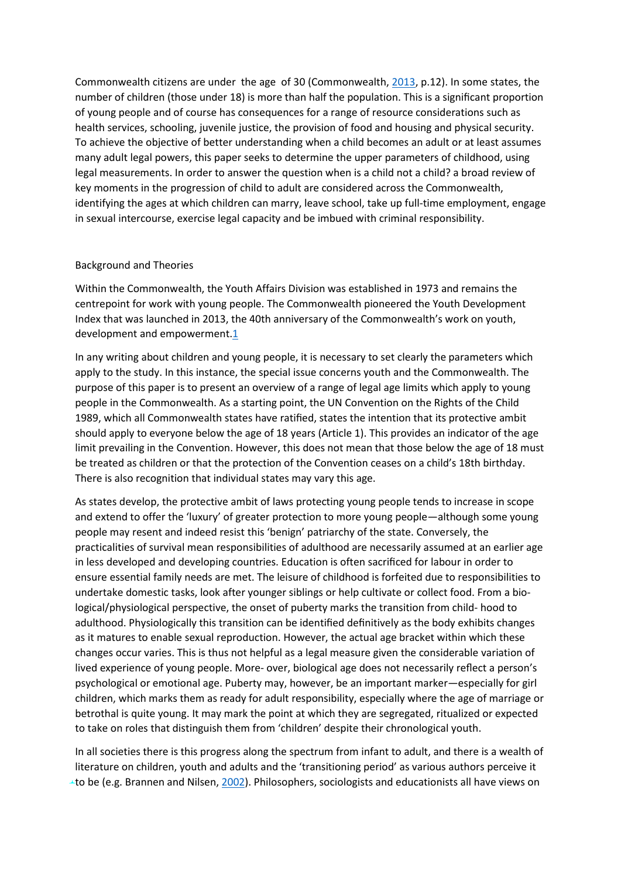Commonwealth citizens are under the age of 30 (Commonwealth, 2013, p.12). In some states, the number of children (those under 18) is more than half the population. This is a significant proportion of young people and of course has consequences for a range of resource considerations such as health services, schooling, juvenile justice, the provision of food and housing and physical security. To achieve the objective of better understanding when a child becomes an adult or at least assumes many adult legal powers, this paper seeks to determine the upper parameters of childhood, using legal measurements. In order to answer the question when is a child not a child? a broad review of key moments in the progression of child to adult are considered across the Commonwealth, identifying the ages at which children can marry, leave school, take up full-time employment, engage in sexual intercourse, exercise legal capacity and be imbued with criminal responsibility.

## Background and Theories

Within the Commonwealth, the Youth Affairs Division was established in 1973 and remains the centrepoint for work with young people. The Commonwealth pioneered the Youth Development Index that was launched in 2013, the 40th anniversary of the Commonwealth's work on youth, development and empowerment.[1]

In any writing about children and young people, it is necessary to set clearly the parameters which apply to the study. In this instance, the special issue concerns youth and the Commonwealth. The purpose of this paper is to present an overview of a range of legal age limits which apply to young people in the Commonwealth. As a starting point, the UN Convention on the Rights of the Child 1989, which all Commonwealth states have ratified, states the intention that its protective ambit should apply to everyone below the age of 18 years (Article 1). This provides an indicator of the age limit prevailing in the Convention. However, this does not mean that those below the age of 18 must be treated as children or that the protection of the Convention ceases on a child's 18th birthday. There is also recognition that individual states may vary this age.

As states develop, the protective ambit of laws protecting young people tends to increase in scope and extend to offer the 'luxury' of greater protection to more young people—although some young people may resent and indeed resist this 'benign' patriarchy of the state. Conversely, the practicalities of survival mean responsibilities of adulthood are necessarily assumed at an earlier age in less developed and developing countries. Education is often sacrificed for labour in order to ensure essential family needs are met. The leisure of childhood is forfeited due to responsibilities to undertake domestic tasks, look after younger siblings or help cultivate or collect food. From a biological/physiological perspective, the onset of puberty marks the transition from childhood to adulthood. Physiologically this transition can be identified definitively as the body exhibits changes as it matures to enable sexual reproduction. However, the actual age bracket within which these changes occur varies. This is thus not helpful as a legal measure given the considerable variation of lived experience of young people. Moreover, biological age does not necessarily reflect a person's psychological or emotional age. Puberty may, however, be an important marker—especially for girl children, which marks them as ready for adult responsibility, especially where the age of marriage or betrothal is quite young. It may mark the point at which they are segregated, ritualized or expected to take on roles that distinguish them from 'children' despite their chronological youth.

In all societies there is this progress along the spectrum from infant to adult, and there is a wealth of literature on children, youth and adults and the 'transitioning period' as various authors perceive it to be (e.g. Brannen and Nilsen, 2002). Philosophers, sociologists and educationists all have views on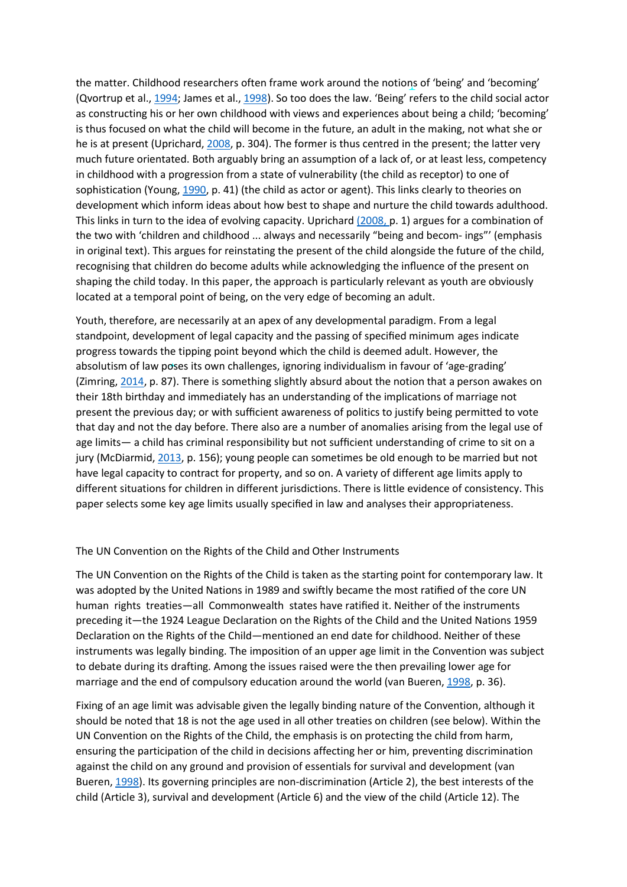the matter. Childhood researchers often frame work around the notions of 'being' and 'becoming' (Qvortrup et al., 1994; James et al., 1998). So too does the law. 'Being' refers to the child social actor as constructing his or her own childhood with views and experiences about being a child; 'becoming' is thus focused on what the child will become in the future, an adult in the making, not what she or he is at present (Uprichard, 2008, p. 304). The former is thus centred in the present; the latter very much future orientated. Both arguably bring an assumption of a lack of, or at least less, competency in childhood with a progression from a state of vulnerability (the child as receptor) to one of sophistication (Young, 1990, p. 41) (the child as actor or agent). This links clearly to theories on development which inform ideas about how best to shape and nurture the child towards adulthood. This links in turn to the idea of evolving capacity. Uprichard (2008, p. 1) argues for a combination of the two with 'children and childhood ... always and necessarily "being and becom- ings"' (emphasis in original text). This argues for reinstating the present of the child alongside the future of the child, recognising that children do become adults while acknowledging the influence of the present on shaping the child today. In this paper, the approach is particularly relevant as youth are obviously located at a temporal point of being, on the very edge of becoming an adult.

Youth, therefore, are necessarily at an apex of any developmental paradigm. From a legal standpoint, development of legal capacity and the passing of specified minimum ages indicate progress towards the tipping point beyond which the child is deemed adult. However, the absolutism of law poses its own challenges, ignoring individualism in favour of 'age-grading' (Zimring, 2014, p. 87). There is something slightly absurd about the notion that a person awakes on their 18th birthday and immediately has an understanding of the implications of marriage not present the previous day; or with sufficient awareness of politics to justify being permitted to vote that day and not the day before. There also are a number of anomalies arising from the legal use of age limits— a child has criminal responsibility but not sufficient understanding of crime to sit on a jury (McDiarmid, 2013, p. 156); young people can sometimes be old enough to be married but not have legal capacity to contract for property, and so on. A variety of different age limits apply to different situations for children in different jurisdictions. There is little evidence of consistency. This paper selects some key age limits usually specified in law and analyses their appropriateness.

## The UN Convention on the Rights of the Child and Other Instruments

The UN Convention on the Rights of the Child is taken as the starting point for contemporary law. It was adopted by the United Nations in 1989 and swiftly became the most ratified of the core UN human rights treaties—all Commonwealth states have ratified it. Neither of the instruments preceding it—the 1924 League Declaration on the Rights of the Child and the United Nations 1959 Declaration on the Rights of the Child—mentioned an end date for childhood. Neither of these instruments was legally binding. The imposition of an upper age limit in the Convention was subject to debate during its drafting. Among the issues raised were the then prevailing lower age for marriage and the end of compulsory education around the world (van Bueren, 1998, p. 36).

Fixing of an age limit was advisable given the legally binding nature of the Convention, although it should be noted that 18 is not the age used in all other treaties on children (see below). Within the UN Convention on the Rights of the Child, the emphasis is on protecting the child from harm, ensuring the participation of the child in decisions affecting her or him, preventing discrimination against the child on any ground and provision of essentials for survival and development (van Bueren, 1998). Its governing principles are non-discrimination (Article 2), the best interests of the child (Article 3), survival and development (Article 6) and the view of the child (Article 12). The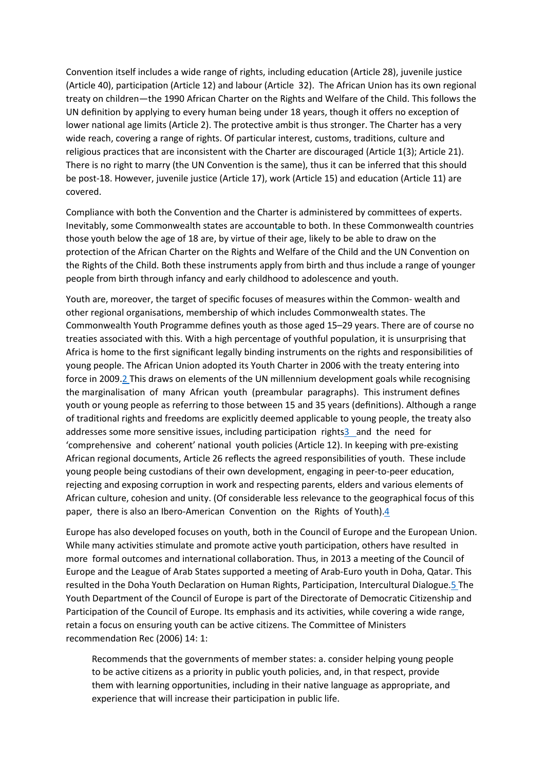Convention itself includes a wide range of rights, including education (Article 28), juvenile justice (Article 40), participation (Article 12) and labour (Article 32). The African Union has its own regional treaty on children—the 1990 African Charter on the Rights and Welfare of the Child. This follows the UN definition by applying to every human being under 18 years, though it offers no exception of lower national age limits (Article 2). The protective ambit is thus stronger. The Charter has a very wide reach, covering a range of rights. Of particular interest, customs, traditions, culture and religious practices that are inconsistent with the Charter are discouraged (Article 1(3); Article 21). There is no right to marry (the UN Convention is the same), thus it can be inferred that this should be post-18. However, juvenile justice (Article 17), work (Article 15) and education (Article 11) are covered.

Compliance with both the Convention and the Charter is administered by committees of experts. Inevitably, some Commonwealth states are accountable to both. In these Commonwealth countries those youth below the age of 18 are, by virtue of their age, likely to be able to draw on the protection of the African Charter on the Rights and Welfare of the Child and the UN Convention on the Rights of the Child. Both these instruments apply from birth and thus include a range of younger people from birth through infancy and early childhood to adolescence and youth.

Youth are, moreover, the target of specific focuses of measures within the Common- wealth and other regional organisations, membership of which includes Commonwealth states. The Commonwealth Youth Programme defines youth as those aged 15–29 years. There are of course no treaties associated with this. With a high percentage of youthful population, it is unsurprising that Africa is home to the first significant legally binding instruments on the rights and responsibilities of young people. The African Union adopted its Youth Charter in 2006 with the treaty entering into force in 2009.[2] This draws on elements of the UN millennium development goals while recognising the marginalisation of many African youth (preambular paragraphs). This instrument defines youth or young people as referring to those between 15 and 35 years (definitions). Although a range of traditional rights and freedoms are explicitly deemed applicable to young people, the treaty also addresses some more sensitive issues, including participation rights[3] and the need for 'comprehensive and coherent' national youth policies (Article 12). In keeping with pre-existing African regional documents, Article 26 reflects the agreed responsibilities of youth. These include young people being custodians of their own development, engaging in peer-to-peer education, rejecting and exposing corruption in work and respecting parents, elders and various elements of African culture, cohesion and unity. (Of considerable less relevance to the geographical focus of this paper, there is also an Ibero-American Convention on the Rights of Youth).[4]

Europe has also developed focuses on youth, both in the Council of Europe and the European Union. While many activities stimulate and promote active youth participation, others have resulted in more formal outcomes and international collaboration. Thus, in 2013 a meeting of the Council of Europe and the League of Arab States supported a meeting of Arab-Euro youth in Doha, Qatar. This resulted in the Doha Youth Declaration on Human Rights, Participation, Intercultural Dialogue.[5] The Youth Department of the Council of Europe is part of the Directorate of Democratic Citizenship and Participation of the Council of Europe. Its emphasis and its activities, while covering a wide range, retain a focus on ensuring youth can be active citizens. The Committee of Ministers recommendation Rec (2006) 14: 1:

> Recommends that the governments of member states: a. consider helping young people to be active citizens as a priority in public youth policies, and, in that respect, provide them with learning opportunities, including in their native language as appropriate, and experience that will increase their participation in public life.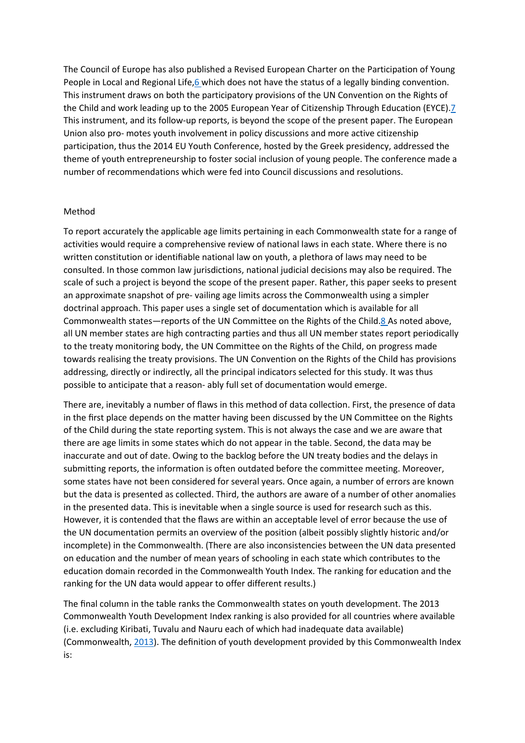The Council of Europe has also published a Revised European Charter on the Participation of Young People in Local and Regional Life,[6] which does not have the status of a legally binding convention. This instrument draws on both the participatory provisions of the UN Convention on the Rights of the Child and work leading up to the 2005 European Year of Citizenship Through Education (EYCE).[7] This instrument, and its follow-up reports, is beyond the scope of the present paper. The European Union also pro- motes youth involvement in policy discussions and more active citizenship participation, thus the 2014 EU Youth Conference, hosted by the Greek presidency, addressed the theme of youth entrepreneurship to foster social inclusion of young people. The conference made a number of recommendations which were fed into Council discussions and resolutions.

## Method

To report accurately the applicable age limits pertaining in each Commonwealth state for a range of activities would require a comprehensive review of national laws in each state. Where there is no written constitution or identifiable national law on youth, a plethora of laws may need to be consulted. In those common law jurisdictions, national judicial decisions may also be required. The scale of such a project is beyond the scope of the present paper. Rather, this paper seeks to present an approximate snapshot of pre- vailing age limits across the Commonwealth using a simpler doctrinal approach. This paper uses a single set of documentation which is available for all Commonwealth states—reports of the UN Committee on the Rights of the Child.[8] As noted above, all UN member states are high contracting parties and thus all UN member states report periodically to the treaty monitoring body, the UN Committee on the Rights of the Child, on progress made towards realising the treaty provisions. The UN Convention on the Rights of the Child has provisions addressing, directly or indirectly, all the principal indicators selected for this study. It was thus possible to anticipate that a reason- ably full set of documentation would emerge.

There are, inevitably a number of flaws in this method of data collection. First, the presence of data in the first place depends on the matter having been discussed by the UN Committee on the Rights of the Child during the state reporting system. This is not always the case and we are aware that there are age limits in some states which do not appear in the table. Second, the data may be inaccurate and out of date. Owing to the backlog before the UN treaty bodies and the delays in submitting reports, the information is often outdated before the committee meeting. Moreover, some states have not been considered for several years. Once again, a number of errors are known but the data is presented as collected. Third, the authors are aware of a number of other anomalies in the presented data. This is inevitable when a single source is used for research such as this. However, it is contended that the flaws are within an acceptable level of error because the use of the UN documentation permits an overview of the position (albeit possibly slightly historic and/or incomplete) in the Commonwealth. (There are also inconsistencies between the UN data presented on education and the number of mean years of schooling in each state which contributes to the education domain recorded in the Commonwealth Youth Index. The ranking for education and the ranking for the UN data would appear to offer different results.)

The final column in the table ranks the Commonwealth states on youth development. The 2013 Commonwealth Youth Development Index ranking is also provided for all countries where available (i.e. excluding Kiribati, Tuvalu and Nauru each of which had inadequate data available) (Commonwealth, 2013). The definition of youth development provided by this Commonwealth Index is: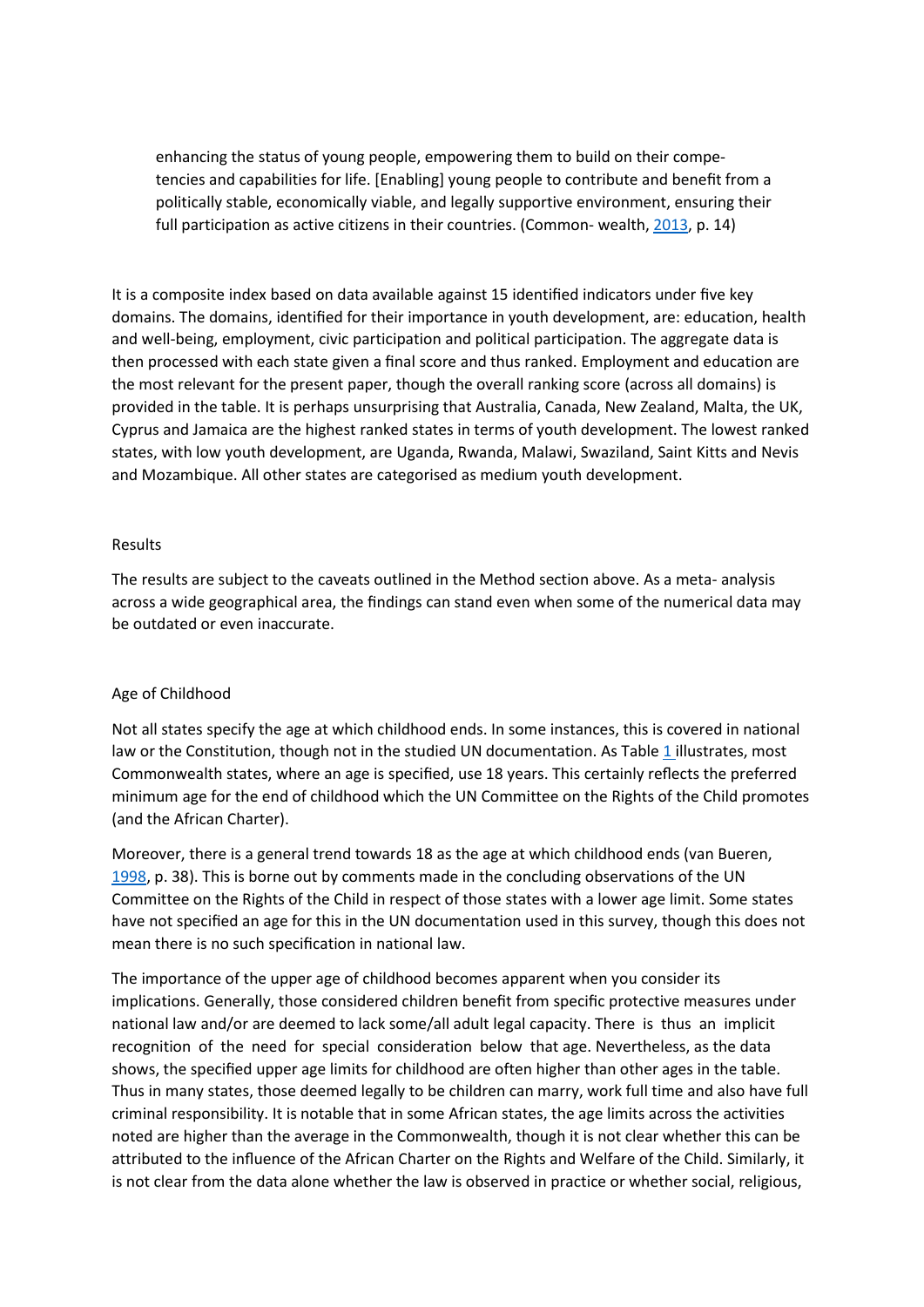> enhancing the status of young people, empowering them to build on their competencies and capabilities for life. [Enabling] young people to contribute and benefit from a politically stable, economically viable, and legally supportive environment, ensuring their full participation as active citizens in their countries. (Common- wealth, 2013, p. 14)

It is a composite index based on data available against 15 identified indicators under five key domains. The domains, identified for their importance in youth development, are: education, health and well-being, employment, civic participation and political participation. The aggregate data is then processed with each state given a final score and thus ranked. Employment and education are the most relevant for the present paper, though the overall ranking score (across all domains) is provided in the table. It is perhaps unsurprising that Australia, Canada, New Zealand, Malta, the UK, Cyprus and Jamaica are the highest ranked states in terms of youth development. The lowest ranked states, with low youth development, are Uganda, Rwanda, Malawi, Swaziland, Saint Kitts and Nevis and Mozambique. All other states are categorised as medium youth development.

## Results

The results are subject to the caveats outlined in the Method section above. As a meta- analysis across a wide geographical area, the findings can stand even when some of the numerical data may be outdated or even inaccurate.

### Age of Childhood

Not all states specify the age at which childhood ends. In some instances, this is covered in national law or the Constitution, though not in the studied UN documentation. As Table 1 illustrates, most Commonwealth states, where an age is specified, use 18 years. This certainly reflects the preferred minimum age for the end of childhood which the UN Committee on the Rights of the Child promotes (and the African Charter).

Moreover, there is a general trend towards 18 as the age at which childhood ends (van Bueren, 1998, p. 38). This is borne out by comments made in the concluding observations of the UN Committee on the Rights of the Child in respect of those states with a lower age limit. Some states have not specified an age for this in the UN documentation used in this survey, though this does not mean there is no such specification in national law.

The importance of the upper age of childhood becomes apparent when you consider its implications. Generally, those considered children benefit from specific protective measures under national law and/or are deemed to lack some/all adult legal capacity. There is thus an implicit recognition of the need for special consideration below that age. Nevertheless, as the data shows, the specified upper age limits for childhood are often higher than other ages in the table. Thus in many states, those deemed legally to be children can marry, work full time and also have full criminal responsibility. It is notable that in some African states, the age limits across the activities noted are higher than the average in the Commonwealth, though it is not clear whether this can be attributed to the influence of the African Charter on the Rights and Welfare of the Child. Similarly, it is not clear from the data alone whether the law is observed in practice or whether social, religious,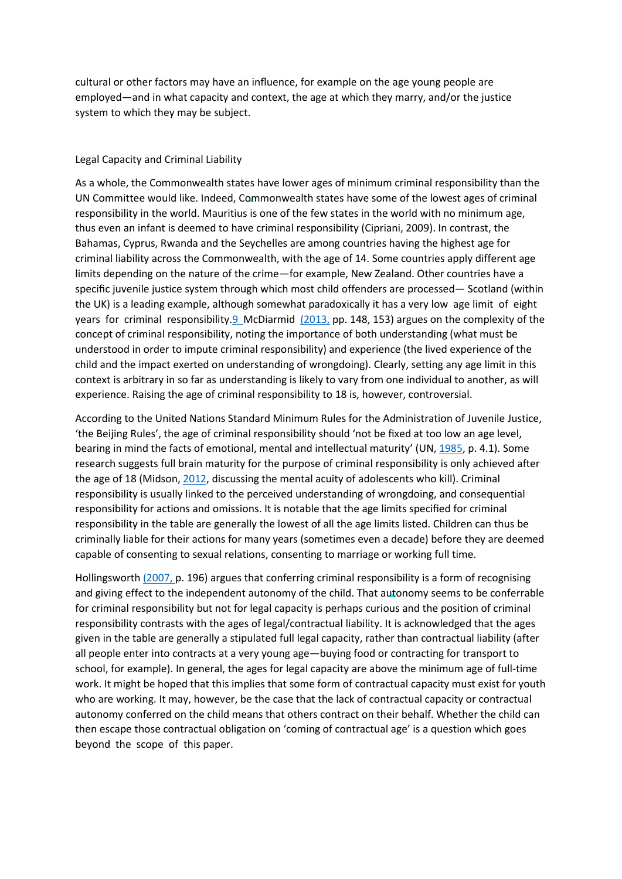cultural or other factors may have an influence, for example on the age young people are employed—and in what capacity and context, the age at which they marry, and/or the justice system to which they may be subject.

## Legal Capacity and Criminal Liability

As a whole, the Commonwealth states have lower ages of minimum criminal responsibility than the UN Committee would like. Indeed, Commonwealth states have some of the lowest ages of criminal responsibility in the world. Mauritius is one of the few states in the world with no minimum age, thus even an infant is deemed to have criminal responsibility (Cipriani, 2009). In contrast, the Bahamas, Cyprus, Rwanda and the Seychelles are among countries having the highest age for criminal liability across the Commonwealth, with the age of 14. Some countries apply different age limits depending on the nature of the crime—for example, New Zealand. Other countries have a specific juvenile justice system through which most child offenders are processed— Scotland (within the UK) is a leading example, although somewhat paradoxically it has a very low age limit of eight years for criminal responsibility.[9] McDiarmid (2013, pp. 148, 153) argues on the complexity of the concept of criminal responsibility, noting the importance of both understanding (what must be understood in order to impute criminal responsibility) and experience (the lived experience of the child and the impact exerted on understanding of wrongdoing). Clearly, setting any age limit in this context is arbitrary in so far as understanding is likely to vary from one individual to another, as will experience. Raising the age of criminal responsibility to 18 is, however, controversial.

According to the United Nations Standard Minimum Rules for the Administration of Juvenile Justice, 'the Beijing Rules', the age of criminal responsibility should 'not be fixed at too low an age level, bearing in mind the facts of emotional, mental and intellectual maturity' (UN, 1985, p. 4.1). Some research suggests full brain maturity for the purpose of criminal responsibility is only achieved after the age of 18 (Midson, 2012, discussing the mental acuity of adolescents who kill). Criminal responsibility is usually linked to the perceived understanding of wrongdoing, and consequential responsibility for actions and omissions. It is notable that the age limits specified for criminal responsibility in the table are generally the lowest of all the age limits listed. Children can thus be criminally liable for their actions for many years (sometimes even a decade) before they are deemed capable of consenting to sexual relations, consenting to marriage or working full time.

Hollingsworth (2007, p. 196) argues that conferring criminal responsibility is a form of recognising and giving effect to the independent autonomy of the child. That autonomy seems to be conferrable for criminal responsibility but not for legal capacity is perhaps curious and the position of criminal responsibility contrasts with the ages of legal/contractual liability. It is acknowledged that the ages given in the table are generally a stipulated full legal capacity, rather than contractual liability (after all people enter into contracts at a very young age—buying food or contracting for transport to school, for example). In general, the ages for legal capacity are above the minimum age of full-time work. It might be hoped that this implies that some form of contractual capacity must exist for youth who are working. It may, however, be the case that the lack of contractual capacity or contractual autonomy conferred on the child means that others contract on their behalf. Whether the child can then escape those contractual obligation on 'coming of contractual age' is a question which goes beyond the scope of this paper.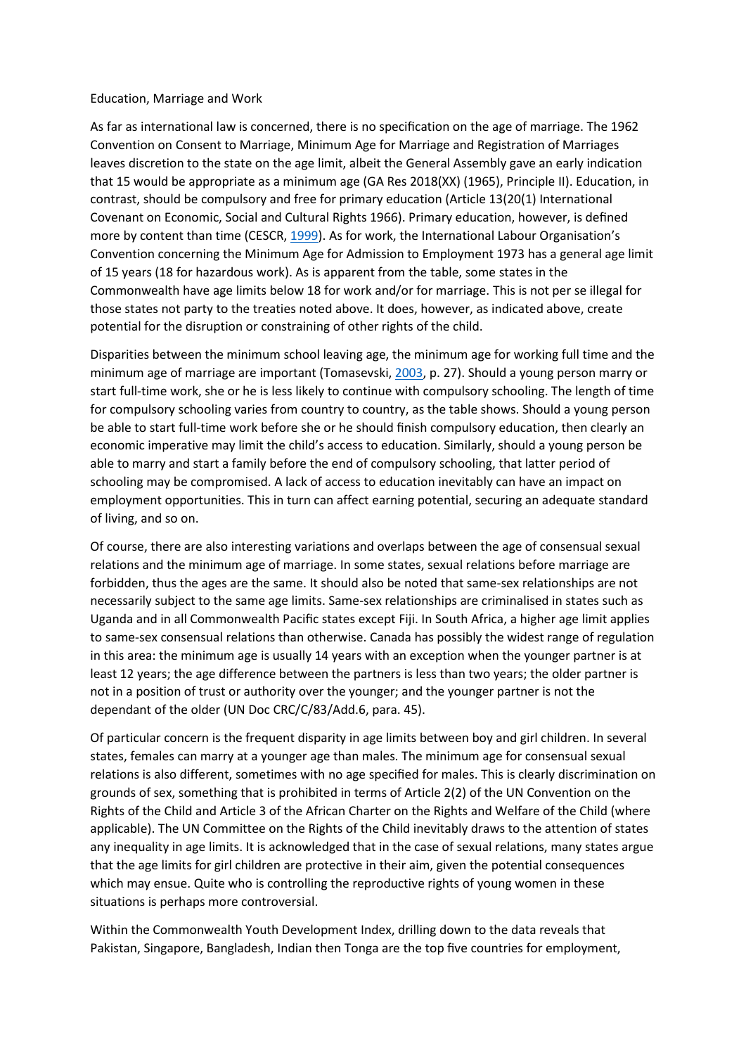## Education, Marriage and Work

As far as international law is concerned, there is no specification on the age of marriage. The 1962 Convention on Consent to Marriage, Minimum Age for Marriage and Registration of Marriages leaves discretion to the state on the age limit, albeit the General Assembly gave an early indication that 15 would be appropriate as a minimum age (GA Res 2018(XX) (1965), Principle II). Education, in contrast, should be compulsory and free for primary education (Article 13(20(1) International Covenant on Economic, Social and Cultural Rights 1966). Primary education, however, is defined more by content than time (CESCR, 1999). As for work, the International Labour Organisation's Convention concerning the Minimum Age for Admission to Employment 1973 has a general age limit of 15 years (18 for hazardous work). As is apparent from the table, some states in the Commonwealth have age limits below 18 for work and/or for marriage. This is not per se illegal for those states not party to the treaties noted above. It does, however, as indicated above, create potential for the disruption or constraining of other rights of the child.

Disparities between the minimum school leaving age, the minimum age for working full time and the minimum age of marriage are important (Tomasevski, 2003, p. 27). Should a young person marry or start full-time work, she or he is less likely to continue with compulsory schooling. The length of time for compulsory schooling varies from country to country, as the table shows. Should a young person be able to start full-time work before she or he should finish compulsory education, then clearly an economic imperative may limit the child's access to education. Similarly, should a young person be able to marry and start a family before the end of compulsory schooling, that latter period of schooling may be compromised. A lack of access to education inevitably can have an impact on employment opportunities. This in turn can affect earning potential, securing an adequate standard of living, and so on.

Of course, there are also interesting variations and overlaps between the age of consensual sexual relations and the minimum age of marriage. In some states, sexual relations before marriage are forbidden, thus the ages are the same. It should also be noted that same-sex relationships are not necessarily subject to the same age limits. Same-sex relationships are criminalised in states such as Uganda and in all Commonwealth Pacific states except Fiji. In South Africa, a higher age limit applies to same-sex consensual relations than otherwise. Canada has possibly the widest range of regulation in this area: the minimum age is usually 14 years with an exception when the younger partner is at least 12 years; the age difference between the partners is less than two years; the older partner is not in a position of trust or authority over the younger; and the younger partner is not the dependant of the older (UN Doc CRC/C/83/Add.6, para. 45).

Of particular concern is the frequent disparity in age limits between boy and girl children. In several states, females can marry at a younger age than males. The minimum age for consensual sexual relations is also different, sometimes with no age specified for males. This is clearly discrimination on grounds of sex, something that is prohibited in terms of Article 2(2) of the UN Convention on the Rights of the Child and Article 3 of the African Charter on the Rights and Welfare of the Child (where applicable). The UN Committee on the Rights of the Child inevitably draws to the attention of states any inequality in age limits. It is acknowledged that in the case of sexual relations, many states argue that the age limits for girl children are protective in their aim, given the potential consequences which may ensue. Quite who is controlling the reproductive rights of young women in these situations is perhaps more controversial.

Within the Commonwealth Youth Development Index, drilling down to the data reveals that Pakistan, Singapore, Bangladesh, Indian then Tonga are the top five countries for employment,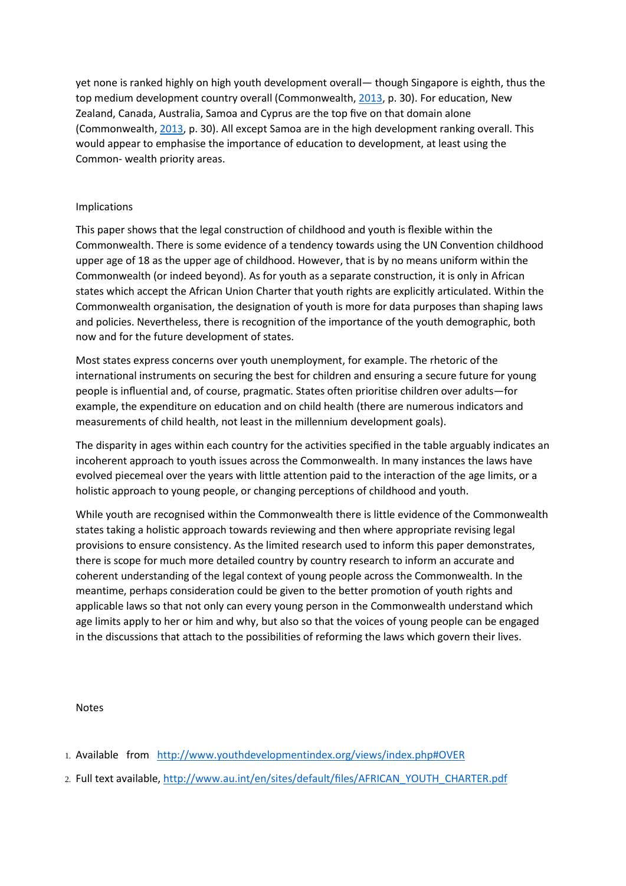yet none is ranked highly on high youth development overall— though Singapore is eighth, thus the top medium development country overall (Commonwealth, 2013, p. 30). For education, New Zealand, Canada, Australia, Samoa and Cyprus are the top five on that domain alone (Commonwealth, 2013, p. 30). All except Samoa are in the high development ranking overall. This would appear to emphasise the importance of education to development, at least using the Common- wealth priority areas.

## Implications

This paper shows that the legal construction of childhood and youth is flexible within the Commonwealth. There is some evidence of a tendency towards using the UN Convention childhood upper age of 18 as the upper age of childhood. However, that is by no means uniform within the Commonwealth (or indeed beyond). As for youth as a separate construction, it is only in African states which accept the African Union Charter that youth rights are explicitly articulated. Within the Commonwealth organisation, the designation of youth is more for data purposes than shaping laws and policies. Nevertheless, there is recognition of the importance of the youth demographic, both now and for the future development of states.

Most states express concerns over youth unemployment, for example. The rhetoric of the international instruments on securing the best for children and ensuring a secure future for young people is influential and, of course, pragmatic. States often prioritise children over adults—for example, the expenditure on education and on child health (there are numerous indicators and measurements of child health, not least in the millennium development goals).

The disparity in ages within each country for the activities specified in the table arguably indicates an incoherent approach to youth issues across the Commonwealth. In many instances the laws have evolved piecemeal over the years with little attention paid to the interaction of the age limits, or a holistic approach to young people, or changing perceptions of childhood and youth.

While youth are recognised within the Commonwealth there is little evidence of the Commonwealth states taking a holistic approach towards reviewing and then where appropriate revising legal provisions to ensure consistency. As the limited research used to inform this paper demonstrates, there is scope for much more detailed country by country research to inform an accurate and coherent understanding of the legal context of young people across the Commonwealth. In the meantime, perhaps consideration could be given to the better promotion of youth rights and applicable laws so that not only can every young person in the Commonwealth understand which age limits apply to her or him and why, but also so that the voices of young people can be engaged in the discussions that attach to the possibilities of reforming the laws which govern their lives.

## Notes

1. Available from http://www.youthdevelopmentindex.org/views/index.php#OVER
2. Full text available, http://www.au.int/en/sites/default/files/AFRICAN_YOUTH_CHARTER.pdf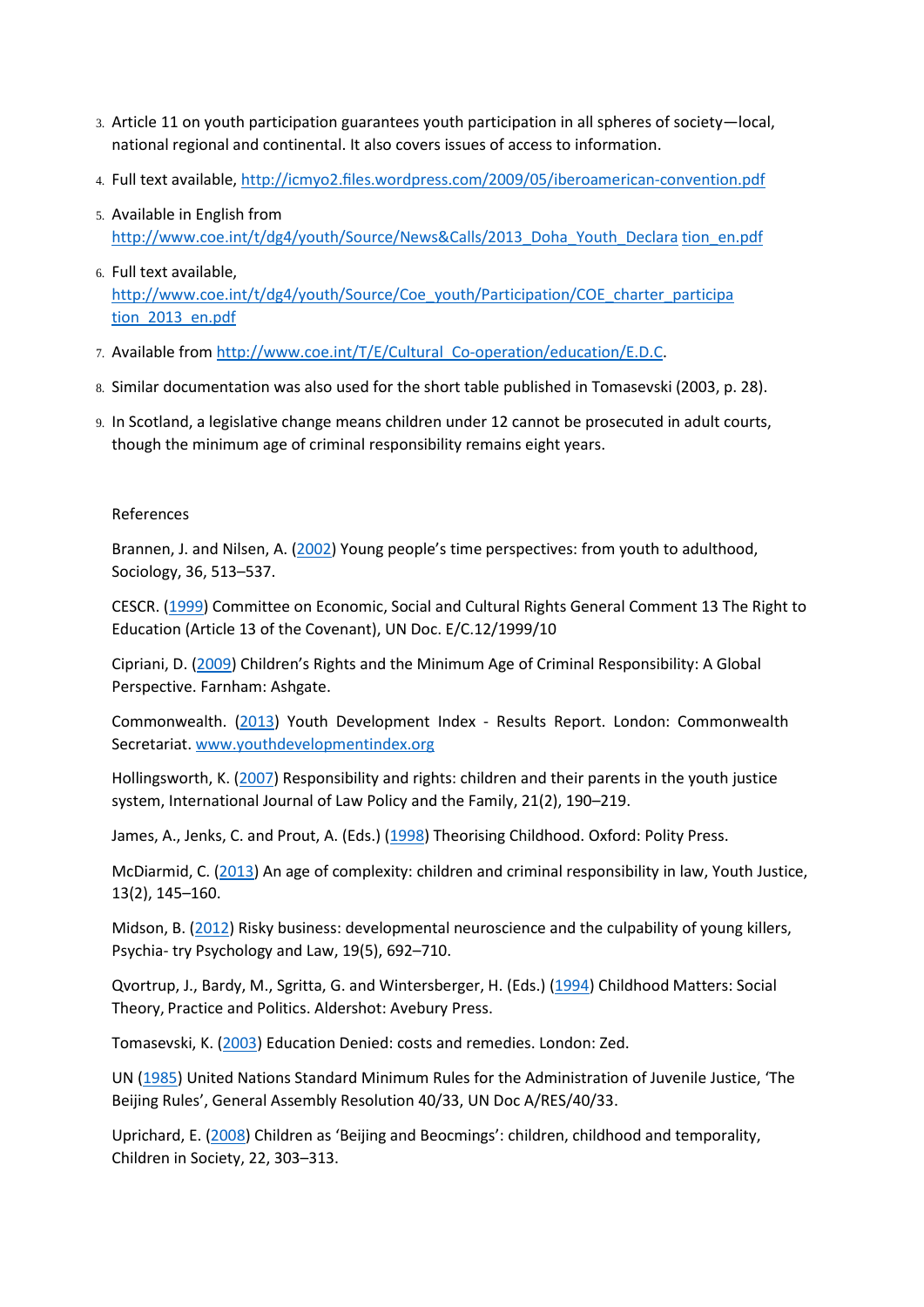3. Article 11 on youth participation guarantees youth participation in all spheres of society—local, national regional and continental. It also covers issues of access to information.
4. Full text available, http://icmyo2.files.wordpress.com/2009/05/iberoamerican-convention.pdf
5. Available in English from http://www.coe.int/t/dg4/youth/Source/News&Calls/2013_Doha_Youth_Declara tion_en.pdf
6. Full text available, http://www.coe.int/t/dg4/youth/Source/Coe_youth/Participation/COE_charter_participa tion_2013_en.pdf
7. Available from http://www.coe.int/T/E/Cultural_Co-operation/education/E.D.C.
8. Similar documentation was also used for the short table published in Tomasevski (2003, p. 28).
9. In Scotland, a legislative change means children under 12 cannot be prosecuted in adult courts, though the minimum age of criminal responsibility remains eight years.

References

Brannen, J. and Nilsen, A. (2002) Young people's time perspectives: from youth to adulthood, Sociology, 36, 513–537.

CESCR. (1999) Committee on Economic, Social and Cultural Rights General Comment 13 The Right to Education (Article 13 of the Covenant), UN Doc. E/C.12/1999/10

Cipriani, D. (2009) Children's Rights and the Minimum Age of Criminal Responsibility: A Global Perspective. Farnham: Ashgate.

Commonwealth. (2013) Youth Development Index - Results Report. London: Commonwealth Secretariat. www.youthdevelopmentindex.org

Hollingsworth, K. (2007) Responsibility and rights: children and their parents in the youth justice system, International Journal of Law Policy and the Family, 21(2), 190–219.

James, A., Jenks, C. and Prout, A. (Eds.) (1998) Theorising Childhood. Oxford: Polity Press.

McDiarmid, C. (2013) An age of complexity: children and criminal responsibility in law, Youth Justice, 13(2), 145–160.

Midson, B. (2012) Risky business: developmental neuroscience and the culpability of young killers, Psychia- try Psychology and Law, 19(5), 692–710.

Qvortrup, J., Bardy, M., Sgritta, G. and Wintersberger, H. (Eds.) (1994) Childhood Matters: Social Theory, Practice and Politics. Aldershot: Avebury Press.

Tomasevski, K. (2003) Education Denied: costs and remedies. London: Zed.

UN (1985) United Nations Standard Minimum Rules for the Administration of Juvenile Justice, 'The Beijing Rules', General Assembly Resolution 40/33, UN Doc A/RES/40/33.

Uprichard, E. (2008) Children as 'Beijing and Beocmings': children, childhood and temporality, Children in Society, 22, 303–313.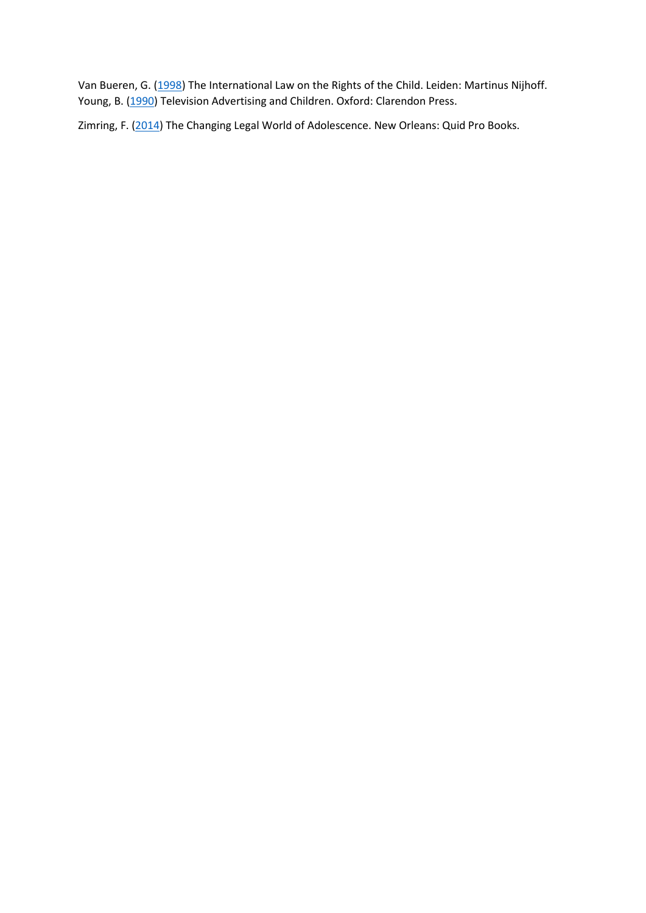Van Bueren, G. (1998) The International Law on the Rights of the Child. Leiden: Martinus Nijhoff.
Young, B. (1990) Television Advertising and Children. Oxford: Clarendon Press.

Zimring, F. (2014) The Changing Legal World of Adolescence. New Orleans: Quid Pro Books.